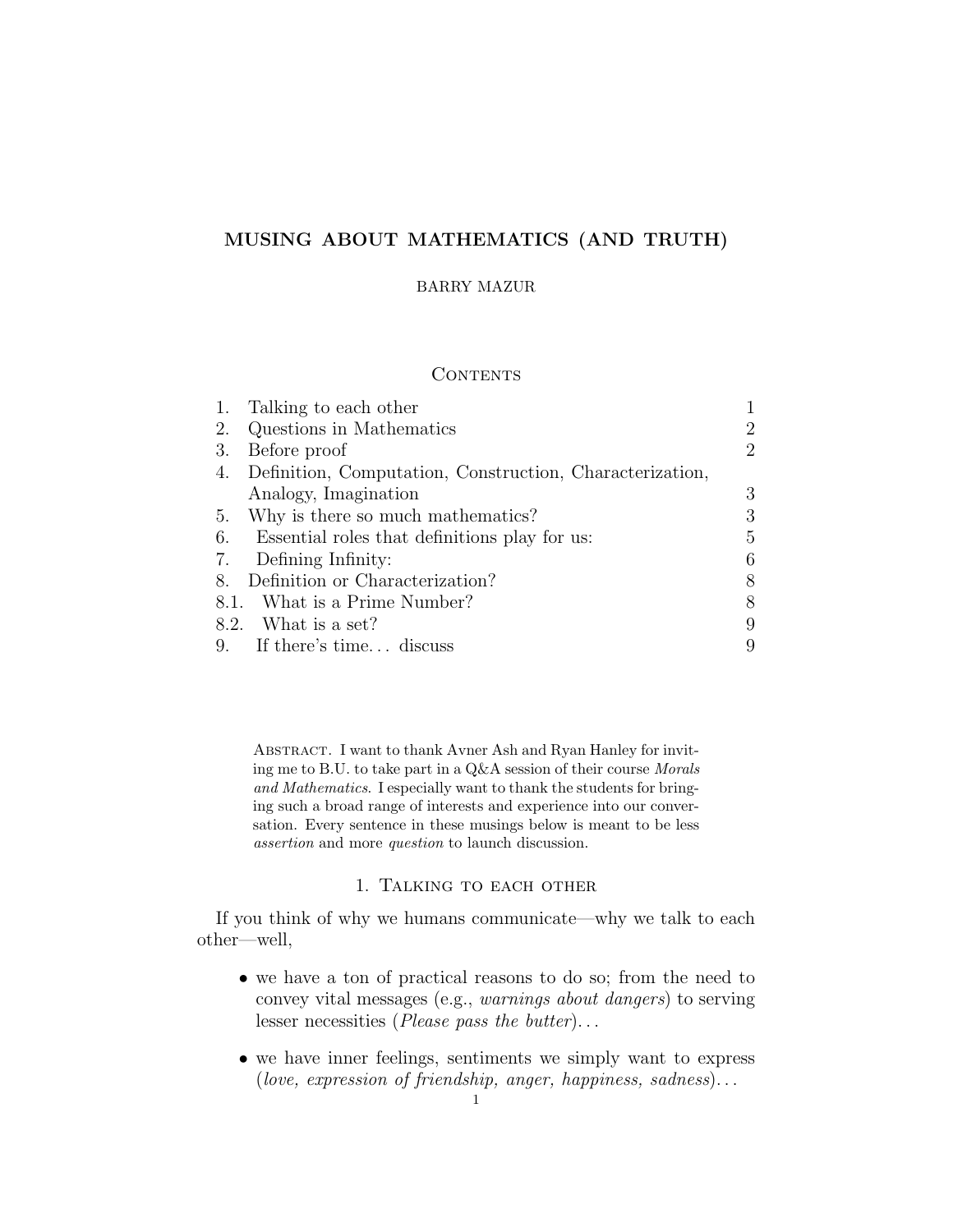# MUSING ABOUT MATHEMATICS (AND TRUTH)

BARRY MAZUR

## Contents

| | | |
|---|---|---|
| 1. | Talking to each other | 1 |
| 2. | Questions in Mathematics | 2 |
| 3. | Before proof | 2 |
| 4. | Definition, Computation, Construction, Characterization, Analogy, Imagination | 3 |
| 5. | Why is there so much mathematics? | 3 |
| 6. | Essential roles that definitions play for us: | 5 |
| 7. | Defining Infinity: | 6 |
| 8. | Definition or Characterization? | 8 |
| 8.1. | What is a Prime Number? | 8 |
| 8.2. | What is a set? | 9 |
| 9. | If there's time... discuss | 9 |

Abstract. I want to thank Avner Ash and Ryan Hanley for inviting me to B.U. to take part in a Q&A session of their course *Morals and Mathematics*. I especially want to thank the students for bringing such a broad range of interests and experience into our conversation. Every sentence in these musings below is meant to be less *assertion* and more *question* to launch discussion.

## 1. Talking to each other

If you think of why we humans communicate—why we talk to each other—well,

- we have a ton of practical reasons to do so; from the need to convey vital messages (e.g., *warnings about dangers*) to serving lesser necessities (*Please pass the butter*)...
- we have inner feelings, sentiments we simply want to express (*love, expression of friendship, anger, happiness, sadness*)...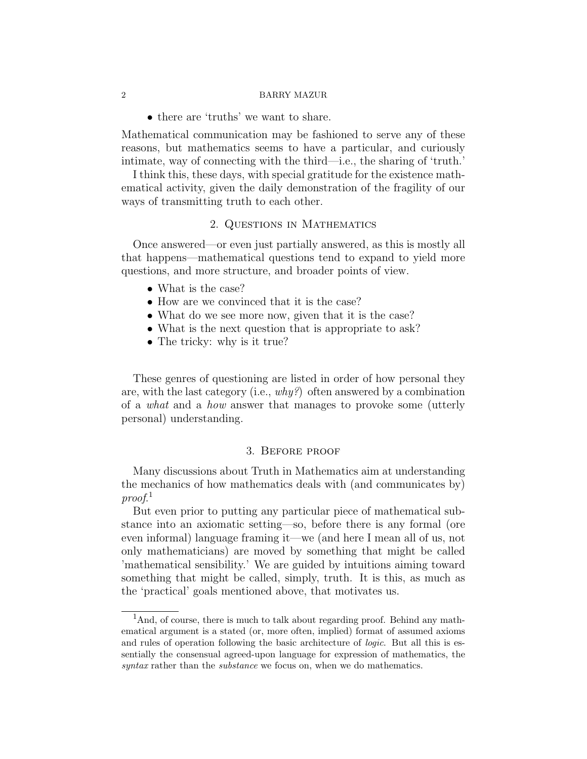- there are 'truths' we want to share.

Mathematical communication may be fashioned to serve any of these reasons, but mathematics seems to have a particular, and curiously intimate, way of connecting with the third—i.e., the sharing of 'truth.'

I think this, these days, with special gratitude for the existence mathematical activity, given the daily demonstration of the fragility of our ways of transmitting truth to each other.

## 2. Questions in Mathematics

Once answered—or even just partially answered, as this is mostly all that happens—mathematical questions tend to expand to yield more questions, and more structure, and broader points of view.

- What is the case?
- How are we convinced that it is the case?
- What do we see more now, given that it is the case?
- What is the next question that is appropriate to ask?
- The tricky: why is it true?

These genres of questioning are listed in order of how personal they are, with the last category (i.e., *why?*) often answered by a combination of a *what* and a *how* answer that manages to provoke some (utterly personal) understanding.

## 3. Before proof

Many discussions about Truth in Mathematics aim at understanding the mechanics of how mathematics deals with (and communicates by) *proof*.[1]

But even prior to putting any particular piece of mathematical substance into an axiomatic setting—so, before there is any formal (ore even informal) language framing it—we (and here I mean all of us, not only mathematicians) are moved by something that might be called 'mathematical sensibility.' We are guided by intuitions aiming toward something that might be called, simply, truth. It is this, as much as the 'practical' goals mentioned above, that motivates us.

[1] And, of course, there is much to talk about regarding proof. Behind any mathematical argument is a stated (or, more often, implied) format of assumed axioms and rules of operation following the basic architecture of *logic*. But all this is essentially the consensual agreed-upon language for expression of mathematics, the *syntax* rather than the *substance* we focus on, when we do mathematics.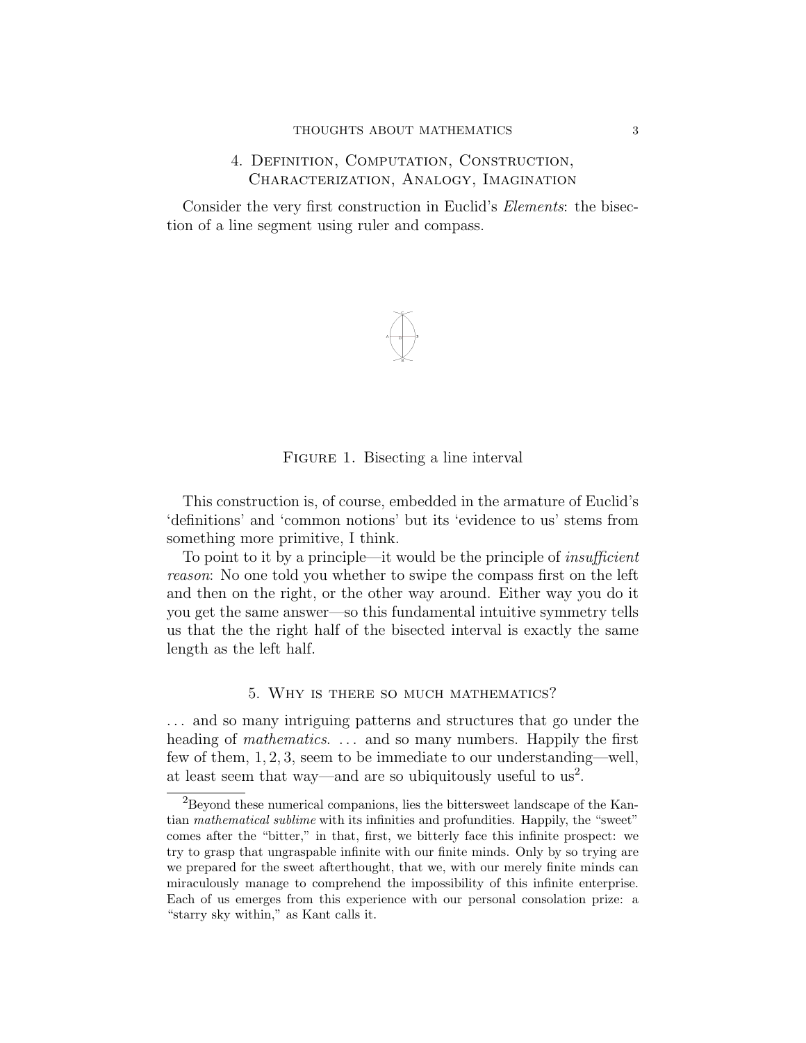## 4. Definition, Computation, Construction, Characterization, Analogy, Imagination

Consider the very first construction in Euclid's *Elements*: the bisection of a line segment using ruler and compass.

Figure 1. Bisecting a line interval

This construction is, of course, embedded in the armature of Euclid's 'definitions' and 'common notions' but its 'evidence to us' stems from something more primitive, I think.

To point to it by a principle—it would be the principle of *insufficient reason*: No one told you whether to swipe the compass first on the left and then on the right, or the other way around. Either way you do it you get the same answer—so this fundamental intuitive symmetry tells us that the the right half of the bisected interval is exactly the same length as the left half.

## 5. Why is there so much mathematics?

... and so many intriguing patterns and structures that go under the heading of *mathematics*. ... and so many numbers. Happily the first few of them, 1, 2, 3, seem to be immediate to our understanding—well, at least seem that way—and are so ubiquitously useful to us[2].

[2]Beyond these numerical companions, lies the bittersweet landscape of the Kantian *mathematical sublime* with its infinities and profundities. Happily, the "sweet" comes after the "bitter," in that, first, we bitterly face this infinite prospect: we try to grasp that ungraspable infinite with our finite minds. Only by so trying are we prepared for the sweet afterthought, that we, with our merely finite minds can miraculously manage to comprehend the impossibility of this infinite enterprise. Each of us emerges from this experience with our personal consolation prize: a "starry sky within," as Kant calls it.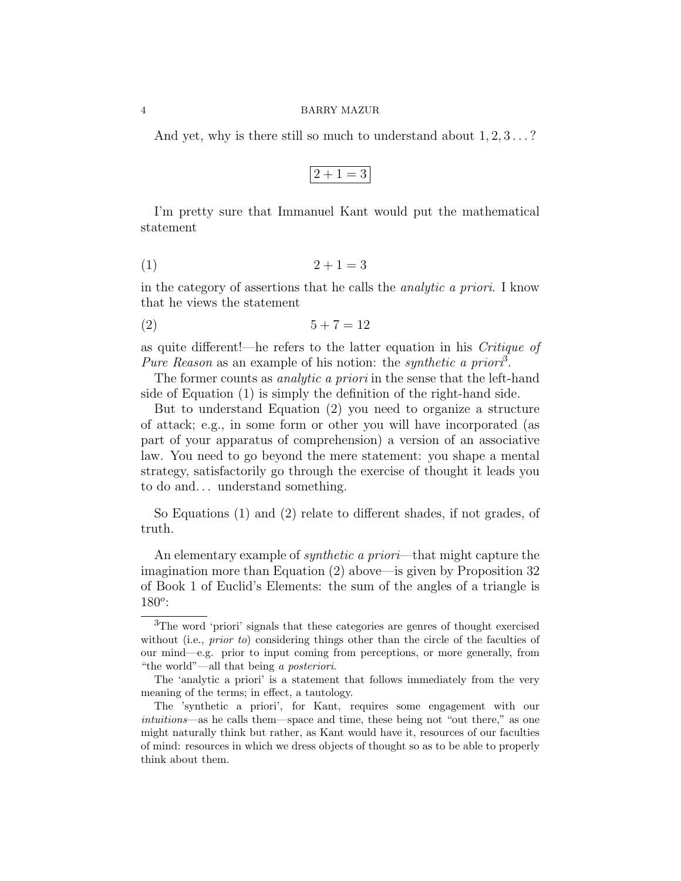And yet, why is there still so much to understand about $1, 2, 3 \ldots$?

$$\boxed{2 + 1 = 3}$$

I'm pretty sure that Immanuel Kant would put the mathematical statement

$$2 + 1 = 3 \tag{1}$$

in the category of assertions that he calls the *analytic a priori*. I know that he views the statement

$$5 + 7 = 12 \tag{2}$$

as quite different!—he refers to the latter equation in his *Critique of Pure Reason* as an example of his notion: the *synthetic a priori*[3].

The former counts as *analytic a priori* in the sense that the left-hand side of Equation (1) is simply the definition of the right-hand side.

But to understand Equation (2) you need to organize a structure of attack; e.g., in some form or other you will have incorporated (as part of your apparatus of comprehension) a version of an associative law. You need to go beyond the mere statement: you shape a mental strategy, satisfactorily go through the exercise of thought it leads you to do and... understand something.

So Equations (1) and (2) relate to different shades, if not grades, of truth.

An elementary example of *synthetic a priori*—that might capture the imagination more than Equation (2) above—is given by Proposition 32 of Book 1 of Euclid's Elements: the sum of the angles of a triangle is $180^o$:

---

[3]The word 'priori' signals that these categories are genres of thought exercised without (i.e., *prior to*) considering things other than the circle of the faculties of our mind—e.g. prior to input coming from perceptions, or more generally, from "the world"—all that being *a posteriori*.

The 'analytic a priori' is a statement that follows immediately from the very meaning of the terms; in effect, a tautology.

The 'synthetic a priori', for Kant, requires some engagement with our *intuitions*—as he calls them—space and time, these being not "out there," as one might naturally think but rather, as Kant would have it, resources of our faculties of mind: resources in which we dress objects of thought so as to be able to properly think about them.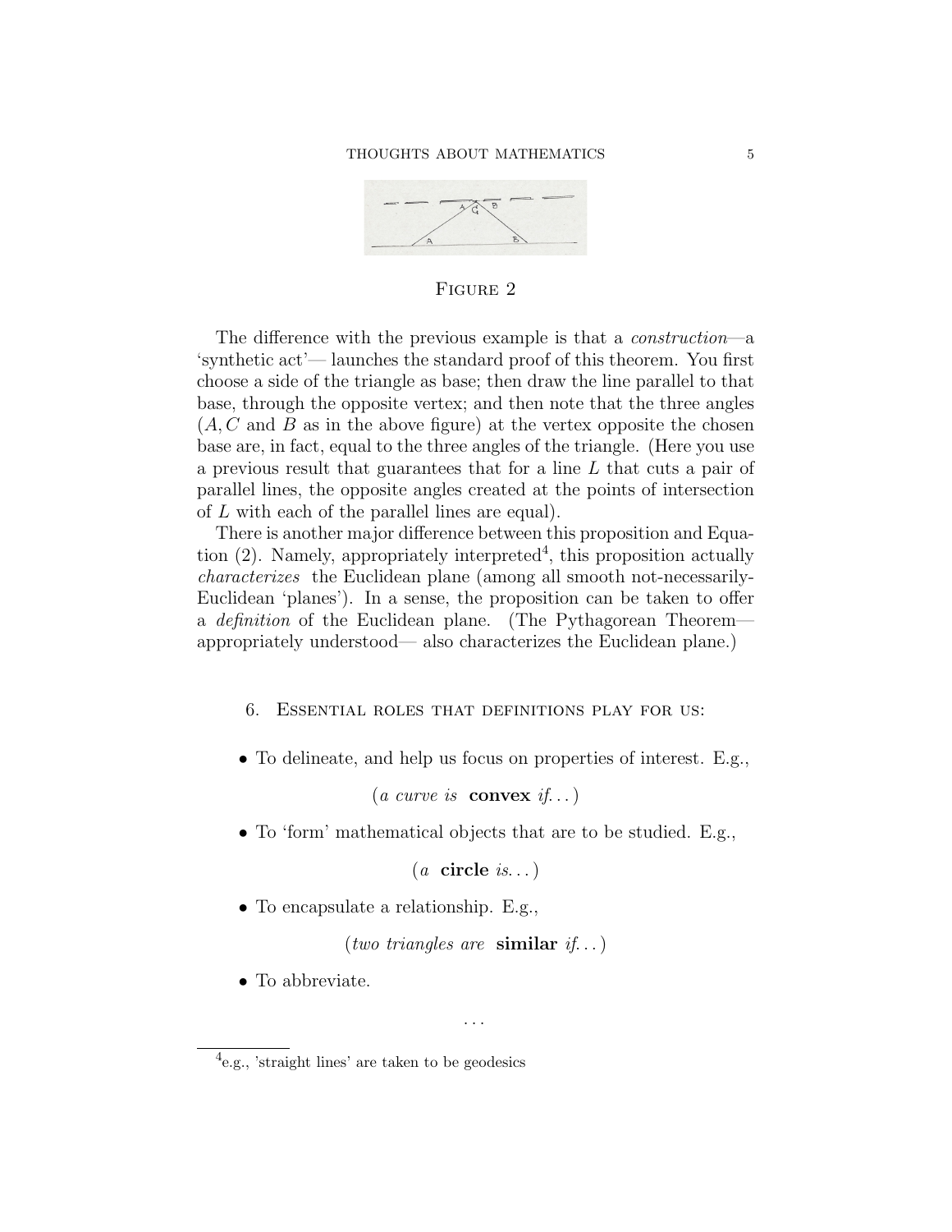FIGURE 2

The difference with the previous example is that a *construction*—a ‘synthetic act’— launches the standard proof of this theorem. You first choose a side of the triangle as base; then draw the line parallel to that base, through the opposite vertex; and then note that the three angles ($A, C$ and $B$ as in the above figure) at the vertex opposite the chosen base are, in fact, equal to the three angles of the triangle. (Here you use a previous result that guarantees that for a line $L$ that cuts a pair of parallel lines, the opposite angles created at the points of intersection of $L$ with each of the parallel lines are equal).

There is another major difference between this proposition and Equation (2). Namely, appropriately interpreted[4], this proposition actually *characterizes* the Euclidean plane (among all smooth not-necessarily-Euclidean ‘planes’). In a sense, the proposition can be taken to offer a *definition* of the Euclidean plane. (The Pythagorean Theorem— appropriately understood— also characterizes the Euclidean plane.)

## 6. Essential roles that definitions play for us:

- To delineate, and help us focus on properties of interest. E.g.,

  (*a curve is* **convex** *if...*)

- To ‘form’ mathematical objects that are to be studied. E.g.,

  (*a* **circle** *is...*)

- To encapsulate a relationship. E.g.,

  (*two triangles are* **similar** *if...*)

- To abbreviate.

...

[4] e.g., ’straight lines’ are taken to be geodesics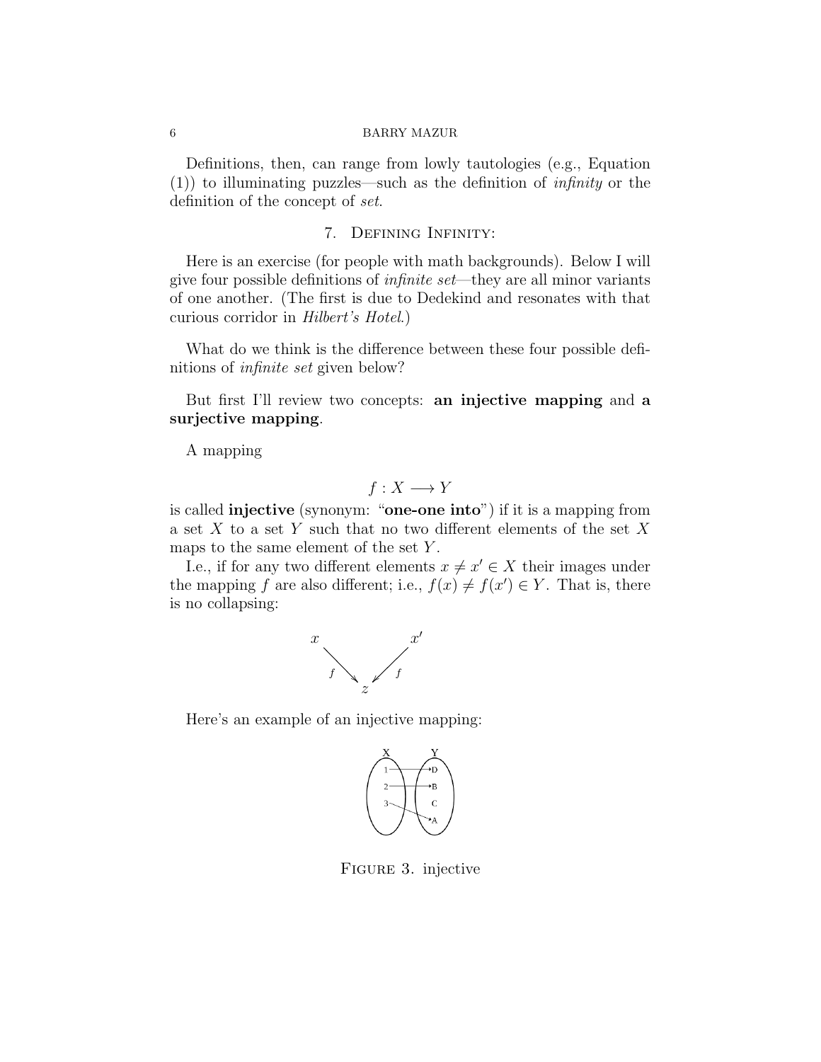Definitions, then, can range from lowly tautologies (e.g., Equation (1)) to illuminating puzzles—such as the definition of *infinity* or the definition of the concept of *set*.

## 7. Defining Infinity:

Here is an exercise (for people with math backgrounds). Below I will give four possible definitions of *infinite set*—they are all minor variants of one another. (The first is due to Dedekind and resonates with that curious corridor in *Hilbert's Hotel*.)

What do we think is the difference between these four possible definitions of *infinite set* given below?

But first I'll review two concepts: **an injective mapping** and **a surjective mapping**.

A mapping

$$f : X \longrightarrow Y$$

is called **injective** (synonym: "**one-one into**") if it is a mapping from a set $X$ to a set $Y$ such that no two different elements of the set $X$ maps to the same element of the set $Y$.

I.e., if for any two different elements $x \neq x' \in X$ their images under the mapping $f$ are also different; i.e., $f(x) \neq f(x') \in Y$. That is, there is no collapsing:

$$x \xrightarrow{f} z \xleftarrow{f} x'$$

Here's an example of an injective mapping:

| X | | Y |
|---|---|---|
| 1 | → | D |
| 2 | → | B |
| | | C |
| 3 | → | A |

Figure 3. injective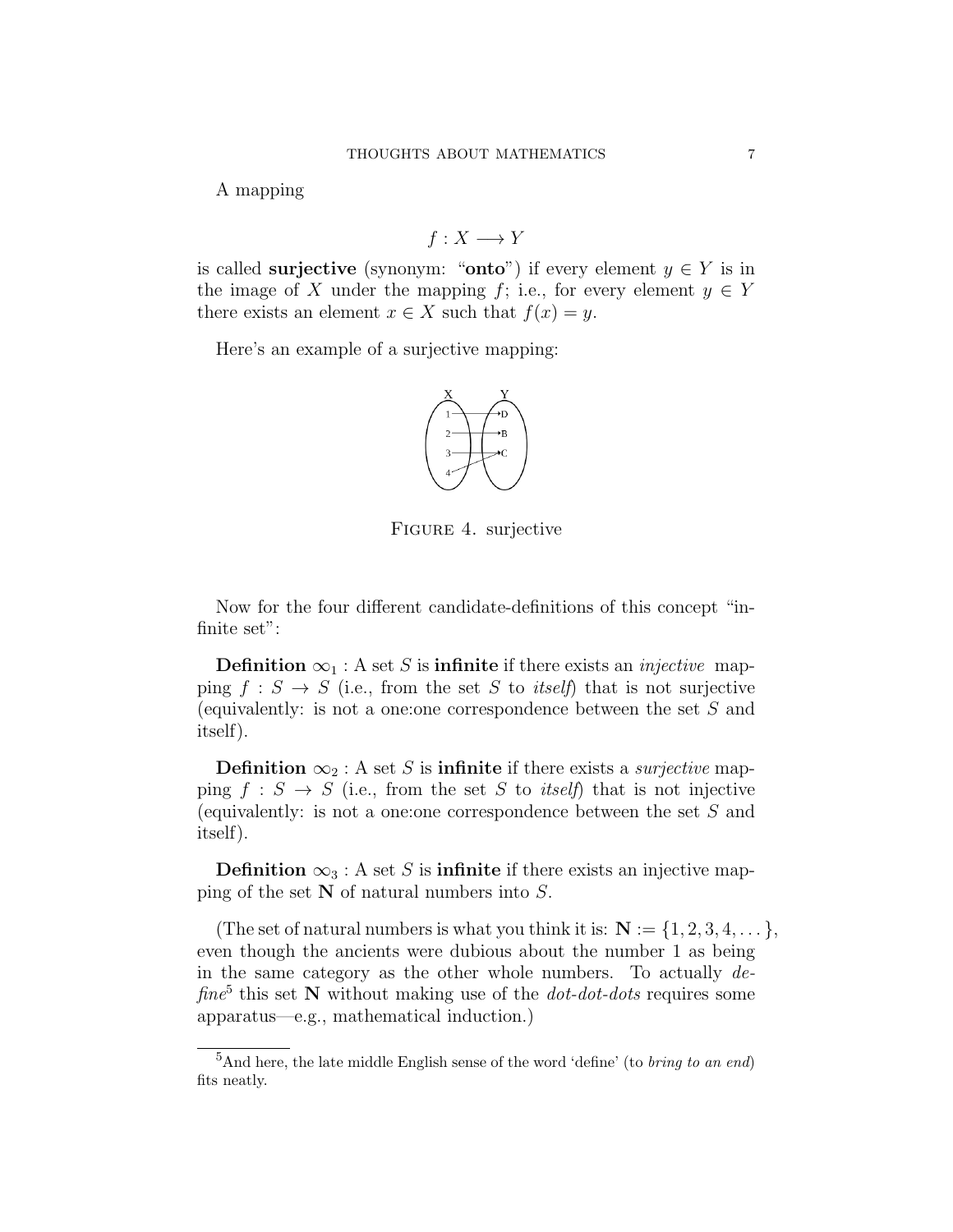A mapping

$$f : X \longrightarrow Y$$

is called **surjective** (synonym: "**onto**") if every element $y \in Y$ is in the image of $X$ under the mapping $f$; i.e., for every element $y \in Y$ there exists an element $x \in X$ such that $f(x) = y$.

Here's an example of a surjective mapping:

Figure 4. surjective

Now for the four different candidate-definitions of this concept "infinite set":

**Definition** $\infty_1$ : A set $S$ is **infinite** if there exists an *injective* mapping $f : S \to S$ (i.e., from the set $S$ to *itself*) that is not surjective (equivalently: is not a one:one correspondence between the set $S$ and itself).

**Definition** $\infty_2$ : A set $S$ is **infinite** if there exists a *surjective* mapping $f : S \to S$ (i.e., from the set $S$ to *itself*) that is not injective (equivalently: is not a one:one correspondence between the set $S$ and itself).

**Definition** $\infty_3$ : A set $S$ is **infinite** if there exists an injective mapping of the set $\mathbf{N}$ of natural numbers into $S$.

(The set of natural numbers is what you think it is: $\mathbf{N} := \{1, 2, 3, 4, \dots\}$, even though the ancients were dubious about the number 1 as being in the same category as the other whole numbers. To actually *define*[5] this set $\mathbf{N}$ without making use of the *dot-dot-dots* requires some apparatus—e.g., mathematical induction.)

[5]And here, the late middle English sense of the word 'define' (to *bring to an end*) fits neatly.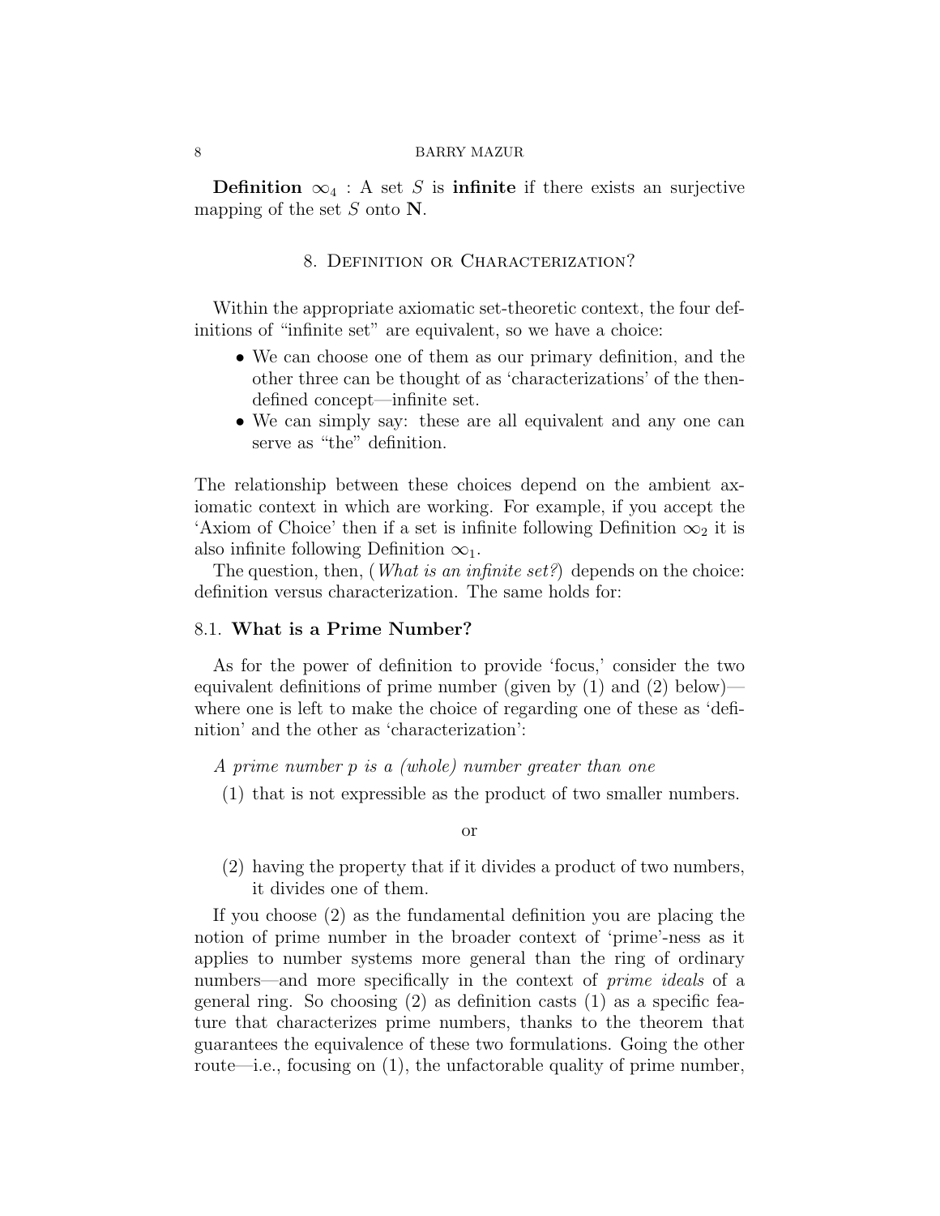**Definition** $\infty_4$ : A set $S$ is **infinite** if there exists an surjective mapping of the set $S$ onto $\mathbf{N}$.

## 8. Definition or Characterization?

Within the appropriate axiomatic set-theoretic context, the four definitions of "infinite set" are equivalent, so we have a choice:

- We can choose one of them as our primary definition, and the other three can be thought of as 'characterizations' of the then-defined concept—infinite set.
- We can simply say: these are all equivalent and any one can serve as "the" definition.

The relationship between these choices depend on the ambient axiomatic context in which are working. For example, if you accept the 'Axiom of Choice' then if a set is infinite following Definition $\infty_2$ it is also infinite following Definition $\infty_1$.

The question, then, (*What is an infinite set?*) depends on the choice: definition versus characterization. The same holds for:

### 8.1. What is a Prime Number?

As for the power of definition to provide 'focus,' consider the two equivalent definitions of prime number (given by (1) and (2) below)—where one is left to make the choice of regarding one of these as 'definition' and the other as 'characterization':

*A prime number p is a (whole) number greater than one*

(1) that is not expressible as the product of two smaller numbers.

or

(2) having the property that if it divides a product of two numbers, it divides one of them.

If you choose (2) as the fundamental definition you are placing the notion of prime number in the broader context of 'prime'-ness as it applies to number systems more general than the ring of ordinary numbers—and more specifically in the context of *prime ideals* of a general ring. So choosing (2) as definition casts (1) as a specific feature that characterizes prime numbers, thanks to the theorem that guarantees the equivalence of these two formulations. Going the other route—i.e., focusing on (1), the unfactorable quality of prime number,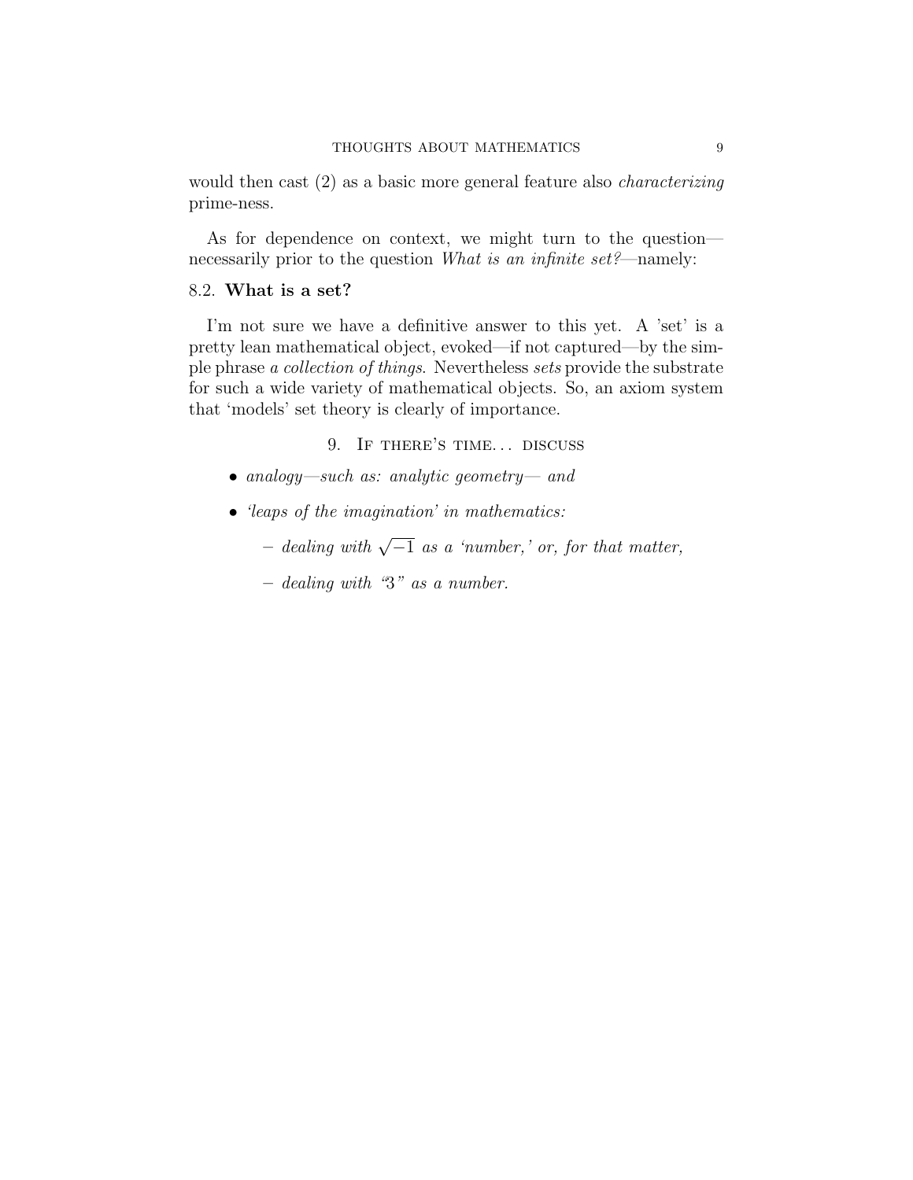would then cast (2) as a basic more general feature also *characterizing* prime-ness.

As for dependence on context, we might turn to the question—necessarily prior to the question *What is an infinite set?*—namely:

### 8.2. **What is a set?**

I'm not sure we have a definitive answer to this yet. A 'set' is a pretty lean mathematical object, evoked—if not captured—by the simple phrase *a collection of things*. Nevertheless *sets* provide the substrate for such a wide variety of mathematical objects. So, an axiom system that 'models' set theory is clearly of importance.

## 9. If there's time... discuss

- *analogy—such as: analytic geometry— and*
- *'leaps of the imagination' in mathematics:*
  - *dealing with $\sqrt{-1}$ as a 'number,' or, for that matter,*
  - *dealing with "3" as a number.*